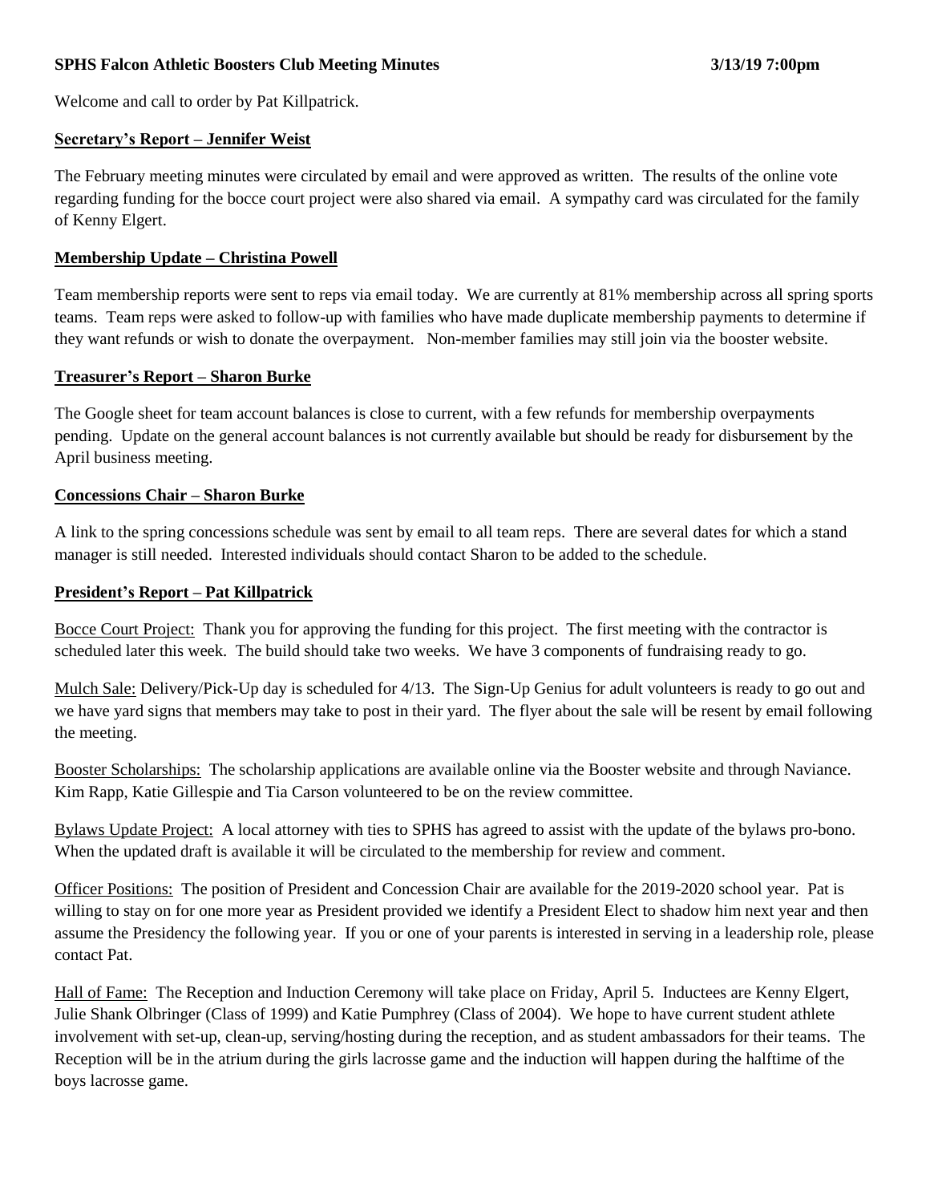**SPHS Falcon Athletic Boosters Club Meeting Minutes 3/13/19 7:00pm**

Welcome and call to order by Pat Killpatrick.

**Secretary's Report – Jennifer Weist**

The February meeting minutes were circulated by email and were approved as written. The results of the online vote regarding funding for the bocce court project were also shared via email. A sympathy card was circulated for the family of Kenny Elgert.

**Membership Update – Christina Powell**

Team membership reports were sent to reps via email today. We are currently at 81% membership across all spring sports teams. Team reps were asked to follow-up with families who have made duplicate membership payments to determine if they want refunds or wish to donate the overpayment. Non-member families may still join via the booster website.

**Treasurer's Report – Sharon Burke**

The Google sheet for team account balances is close to current, with a few refunds for membership overpayments pending. Update on the general account balances is not currently available but should be ready for disbursement by the April business meeting.

**Concessions Chair – Sharon Burke**

A link to the spring concessions schedule was sent by email to all team reps. There are several dates for which a stand manager is still needed. Interested individuals should contact Sharon to be added to the schedule.

**President's Report – Pat Killpatrick**

Bocce Court Project: Thank you for approving the funding for this project. The first meeting with the contractor is scheduled later this week. The build should take two weeks. We have 3 components of fundraising ready to go.

Mulch Sale: Delivery/Pick-Up day is scheduled for 4/13. The Sign-Up Genius for adult volunteers is ready to go out and we have yard signs that members may take to post in their yard. The flyer about the sale will be resent by email following the meeting.

Booster Scholarships: The scholarship applications are available online via the Booster website and through Naviance. Kim Rapp, Katie Gillespie and Tia Carson volunteered to be on the review committee.

Bylaws Update Project: A local attorney with ties to SPHS has agreed to assist with the update of the bylaws pro-bono. When the updated draft is available it will be circulated to the membership for review and comment.

Officer Positions: The position of President and Concession Chair are available for the 2019-2020 school year. Pat is willing to stay on for one more year as President provided we identify a President Elect to shadow him next year and then assume the Presidency the following year. If you or one of your parents is interested in serving in a leadership role, please contact Pat.

Hall of Fame: The Reception and Induction Ceremony will take place on Friday, April 5. Inductees are Kenny Elgert, Julie Shank Olbringer (Class of 1999) and Katie Pumphrey (Class of 2004). We hope to have current student athlete involvement with set-up, clean-up, serving/hosting during the reception, and as student ambassadors for their teams. The Reception will be in the atrium during the girls lacrosse game and the induction will happen during the halftime of the boys lacrosse game.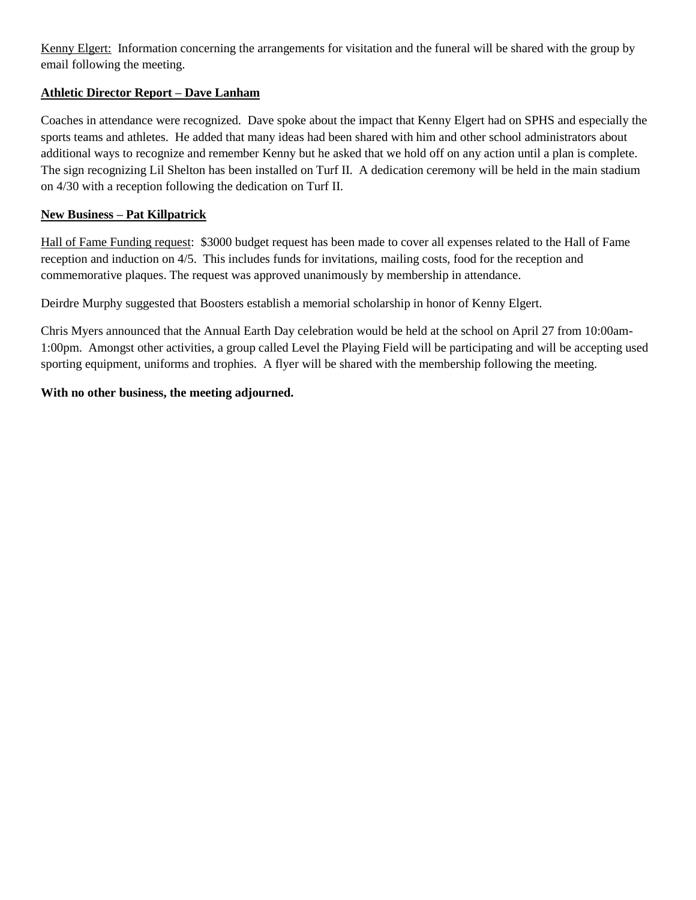<u>Kenny Elgert:</u> Information concerning the arrangements for visitation and the funeral will be shared with the group by email following the meeting.

**<u>Athletic Director Report – Dave Lanham</u>**

Coaches in attendance were recognized. Dave spoke about the impact that Kenny Elgert had on SPHS and especially the sports teams and athletes. He added that many ideas had been shared with him and other school administrators about additional ways to recognize and remember Kenny but he asked that we hold off on any action until a plan is complete. The sign recognizing Lil Shelton has been installed on Turf II. A dedication ceremony will be held in the main stadium on 4/30 with a reception following the dedication on Turf II.

**<u>New Business – Pat Killpatrick</u>**

<u>Hall of Fame Funding request</u>: $3000 budget request has been made to cover all expenses related to the Hall of Fame reception and induction on 4/5. This includes funds for invitations, mailing costs, food for the reception and commemorative plaques. The request was approved unanimously by membership in attendance.

Deirdre Murphy suggested that Boosters establish a memorial scholarship in honor of Kenny Elgert.

Chris Myers announced that the Annual Earth Day celebration would be held at the school on April 27 from 10:00am-1:00pm. Amongst other activities, a group called Level the Playing Field will be participating and will be accepting used sporting equipment, uniforms and trophies. A flyer will be shared with the membership following the meeting.

**With no other business, the meeting adjourned.**